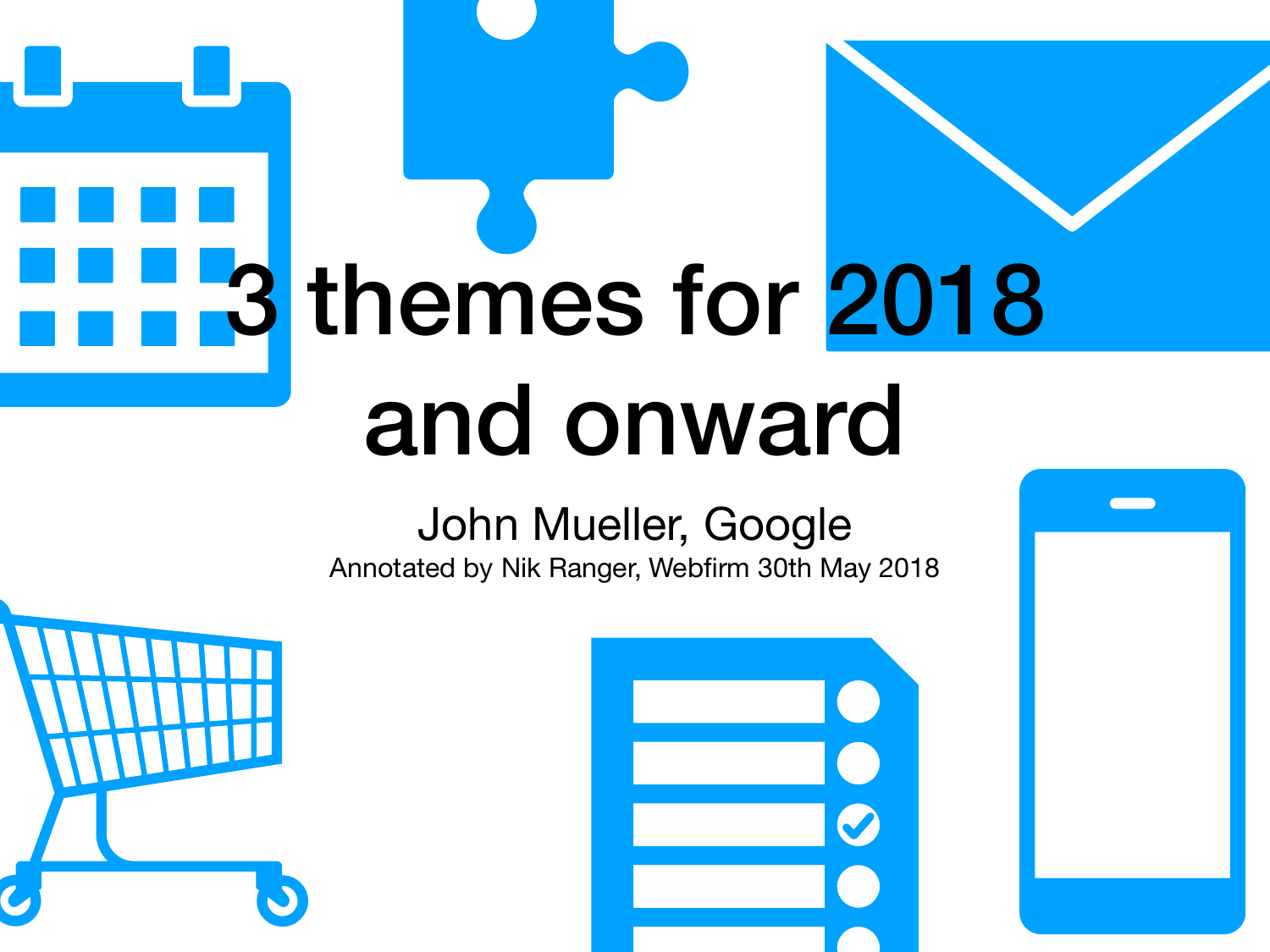# 3 themes for 2018 and onward

John Mueller, Google

Annotated by Nik Ranger, Webfirm 30th May 2018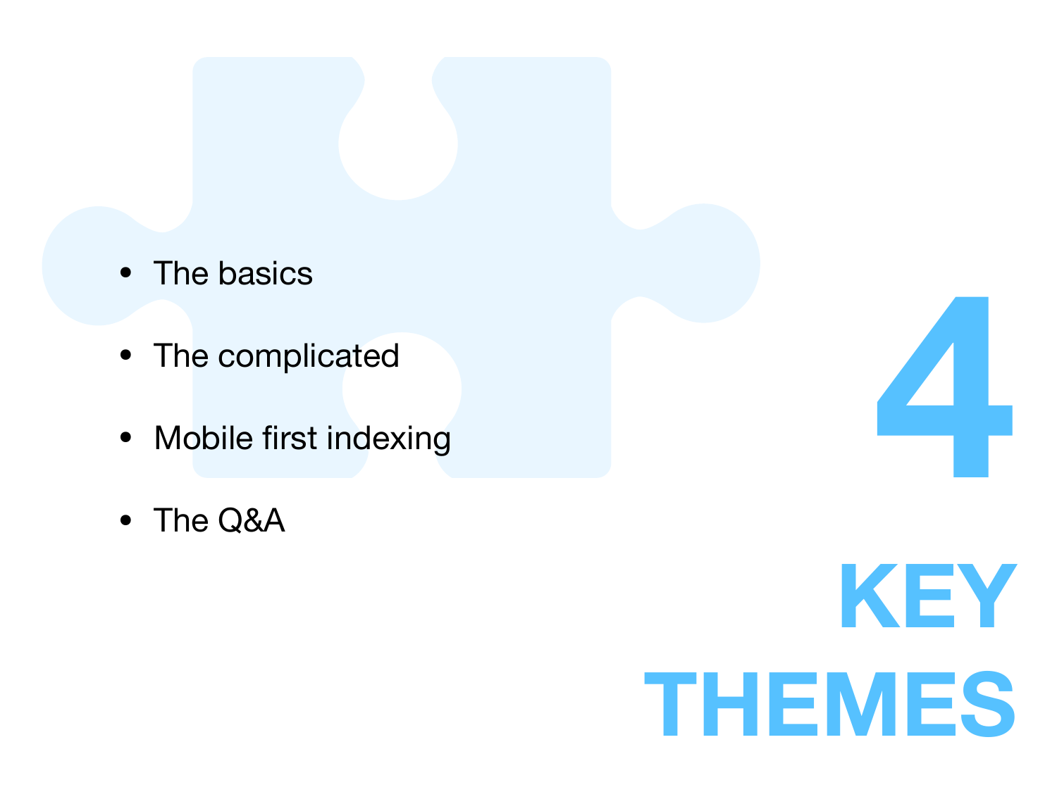# 4 KEY THEMES

- The basics
- The complicated
- Mobile first indexing
- The Q&A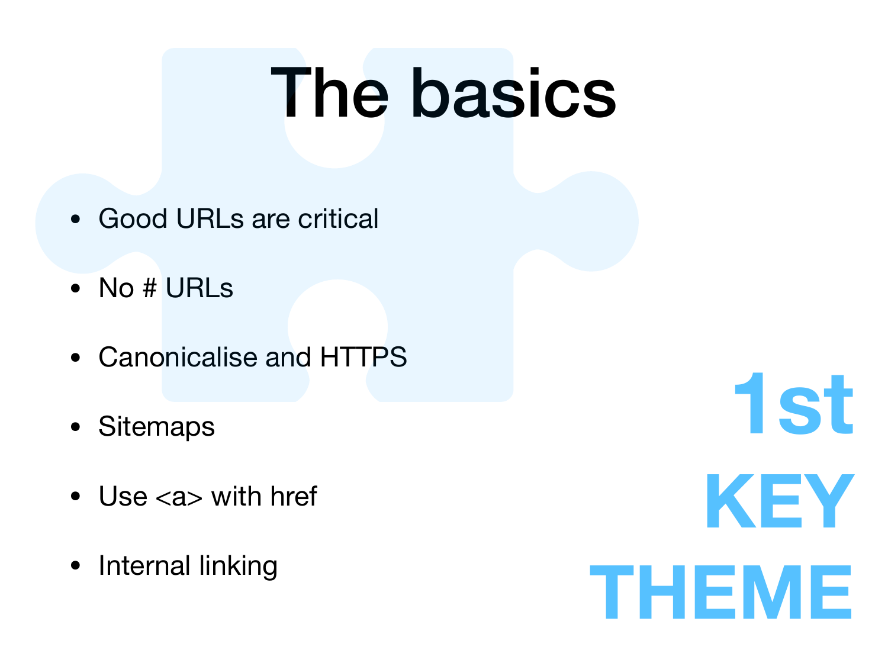# The basics

- Good URLs are critical
- No # URLs
- Canonicalise and HTTPS
- Sitemaps
- Use <a> with href
- Internal linking

**1st KEY THEME**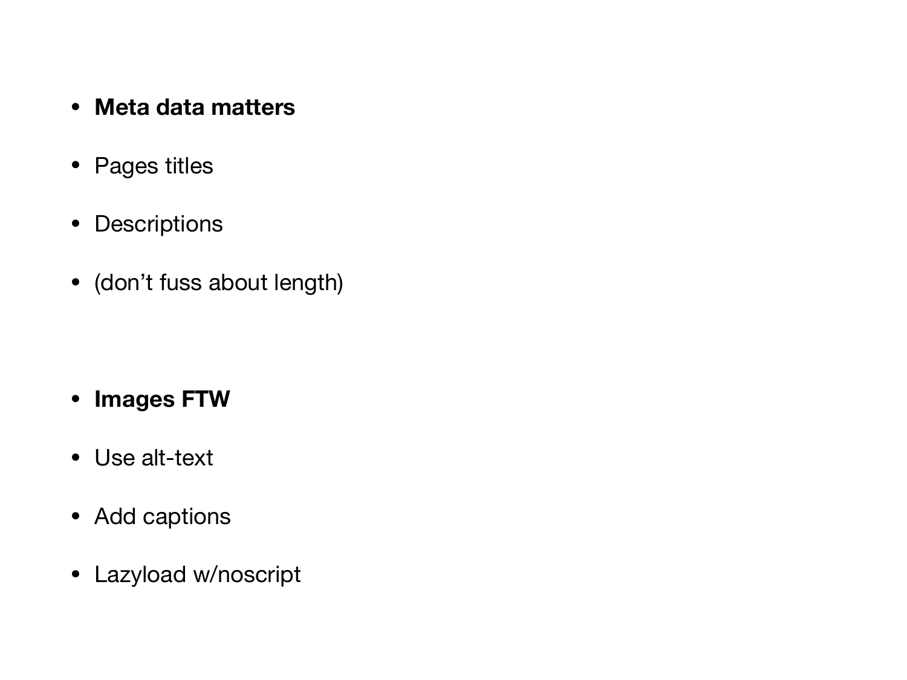- **Meta data matters**
- Pages titles
- Descriptions
- (don’t fuss about length)

- **Images FTW**
- Use alt-text
- Add captions
- Lazyload w/noscript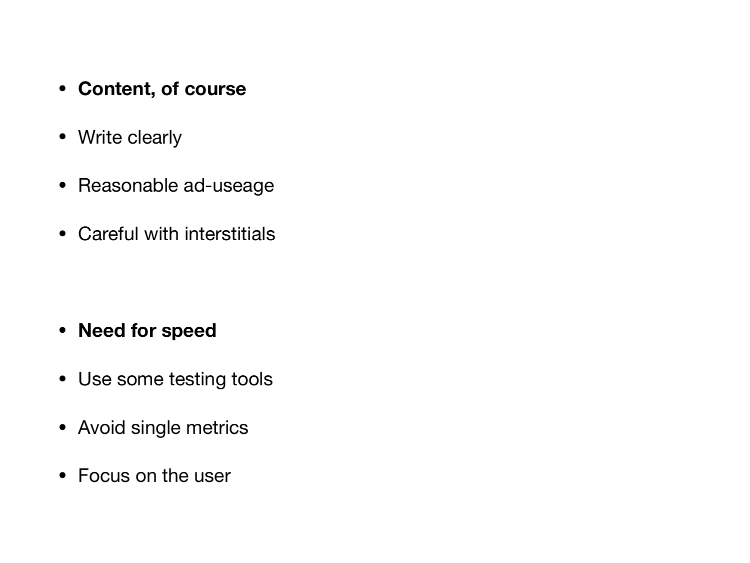- **Content, of course**
- Write clearly
- Reasonable ad-useage
- Careful with interstitials

- **Need for speed**
- Use some testing tools
- Avoid single metrics
- Focus on the user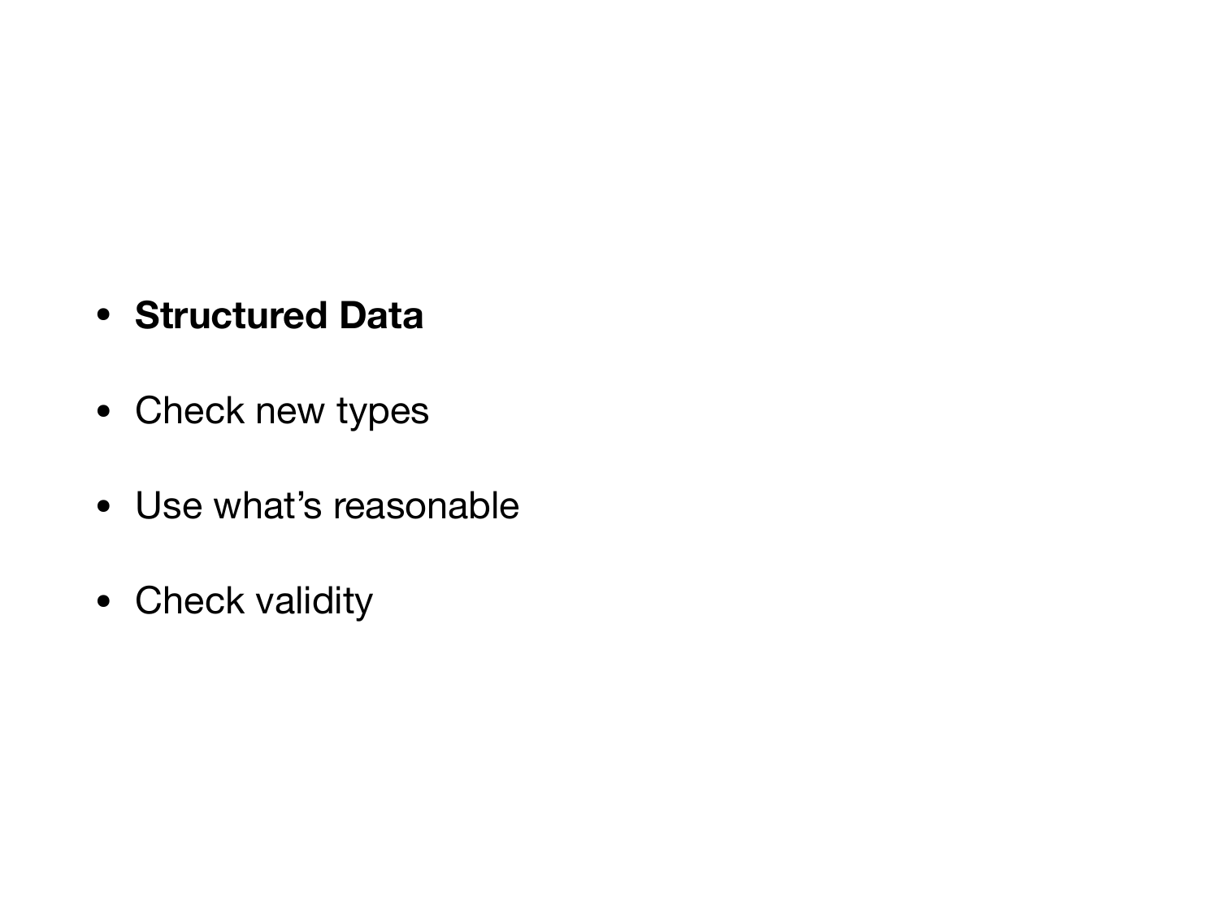- **Structured Data**
- Check new types
- Use what's reasonable
- Check validity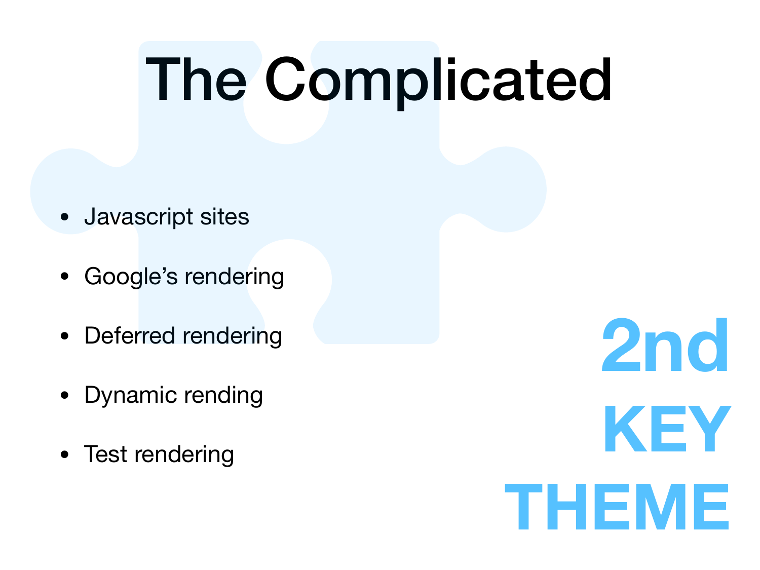# The Complicated

- Javascript sites
- Google's rendering
- Deferred rendering
- Dynamic rending
- Test rendering

**2nd KEY THEME**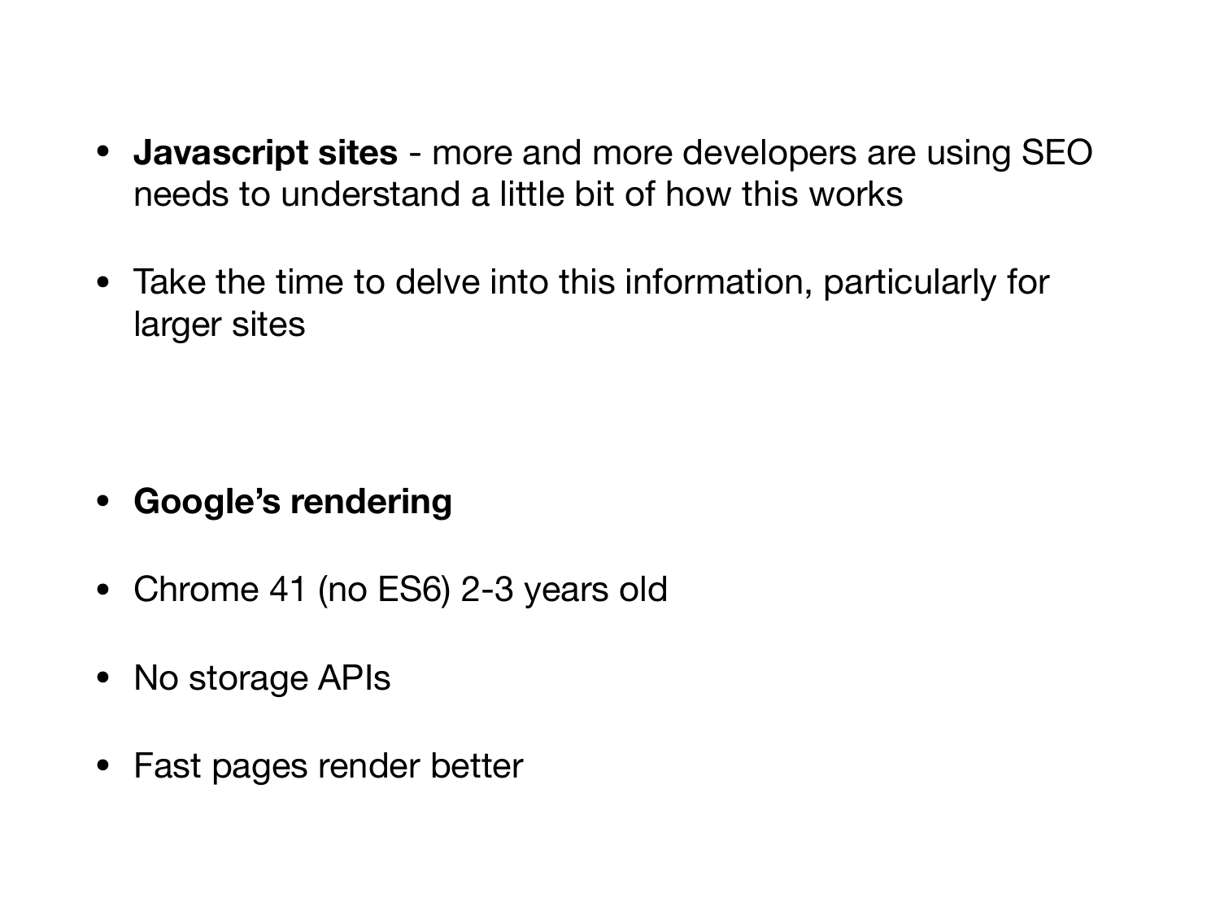- **Javascript sites** - more and more developers are using SEO needs to understand a little bit of how this works

- Take the time to delve into this information, particularly for larger sites

- **Google's rendering**

- Chrome 41 (no ES6) 2-3 years old

- No storage APIs

- Fast pages render better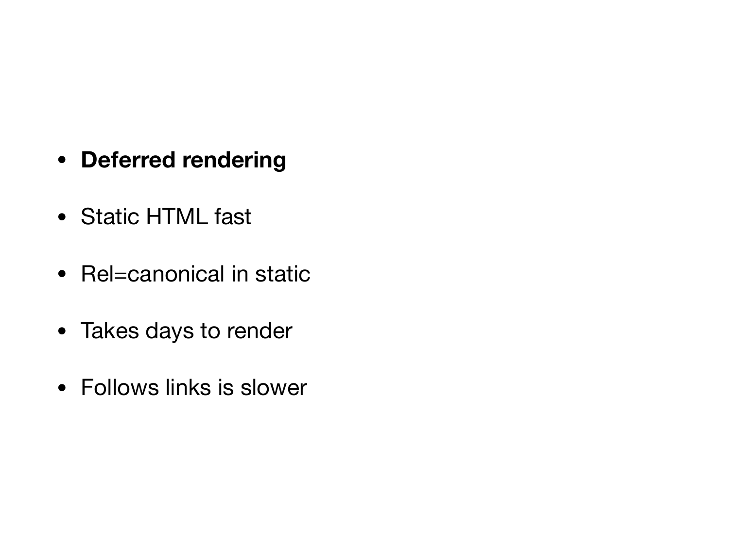- **Deferred rendering**
- Static HTML fast
- Rel=canonical in static
- Takes days to render
- Follows links is slower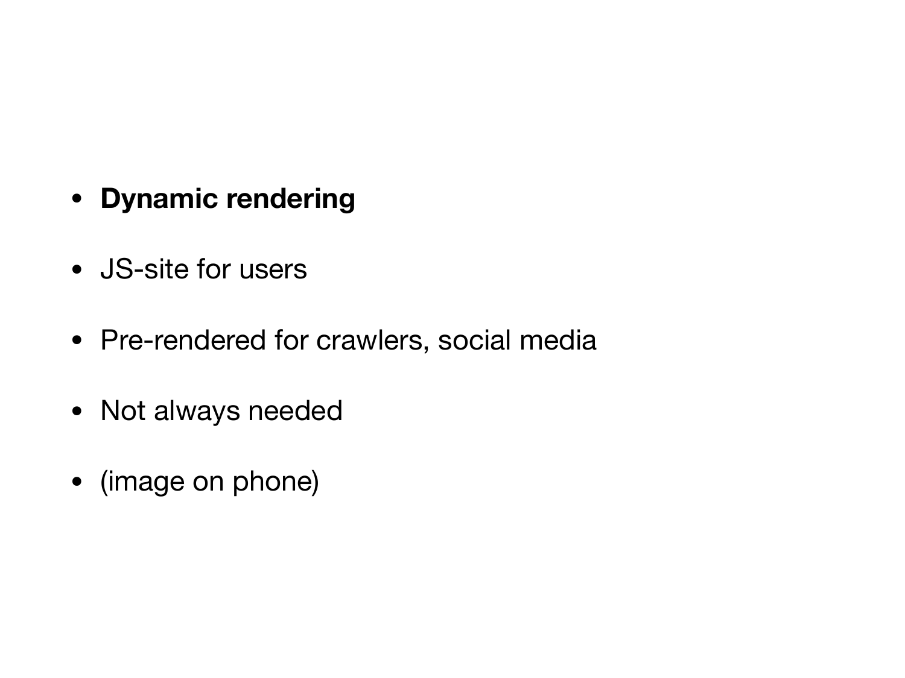- **Dynamic rendering**
- JS-site for users
- Pre-rendered for crawlers, social media
- Not always needed
- (image on phone)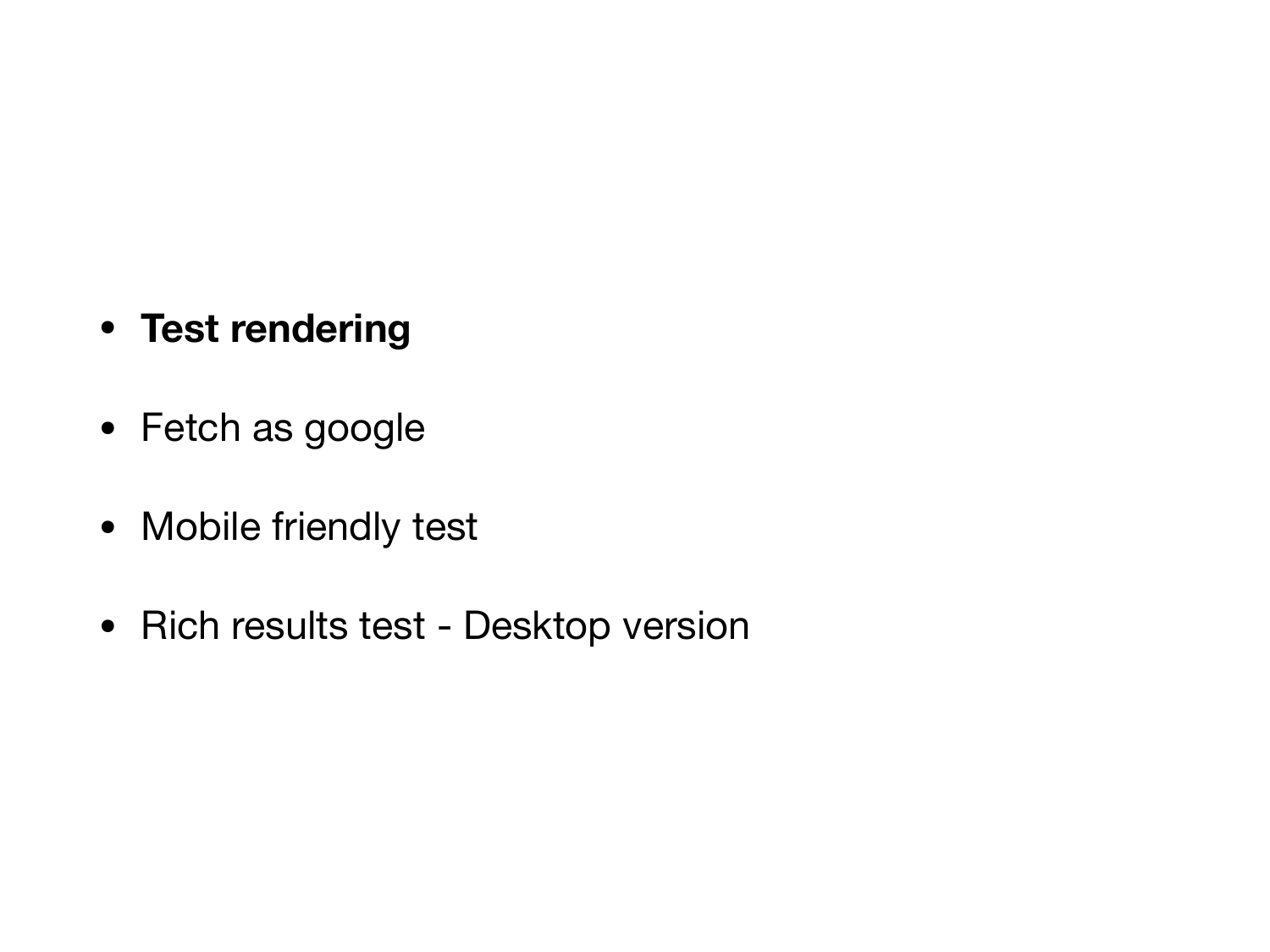- **Test rendering**
- Fetch as google
- Mobile friendly test
- Rich results test - Desktop version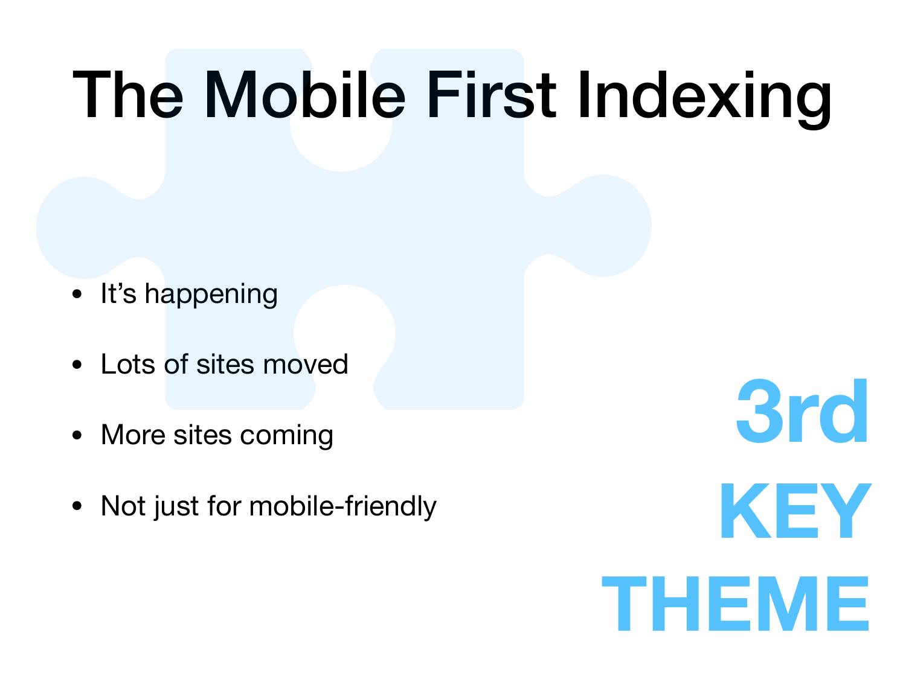# The Mobile First Indexing

- It's happening
- Lots of sites moved
- More sites coming
- Not just for mobile-friendly

**3rd KEY THEME**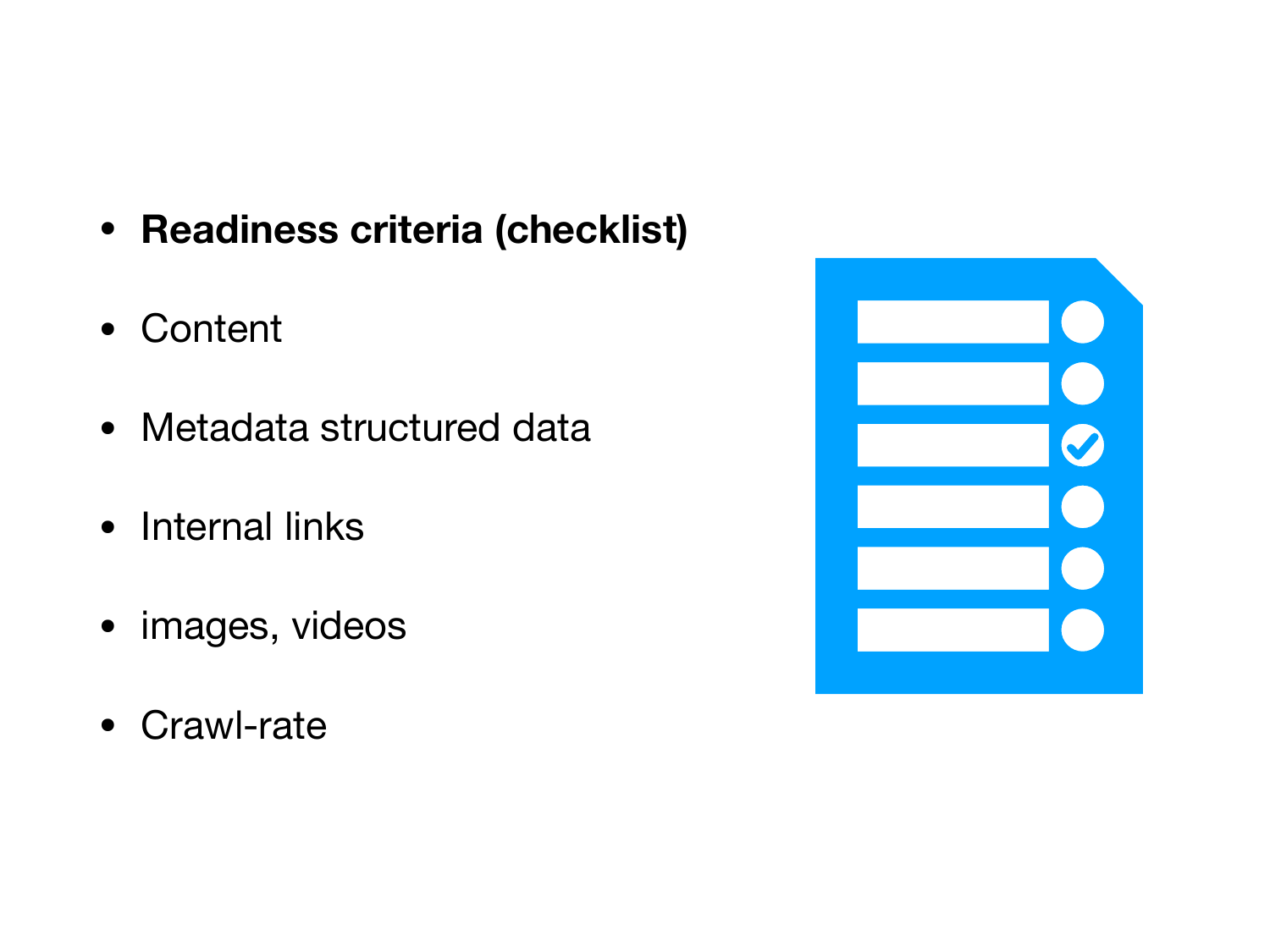- **Readiness criteria (checklist)**
- Content
- Metadata structured data
- Internal links
- images, videos
- Crawl-rate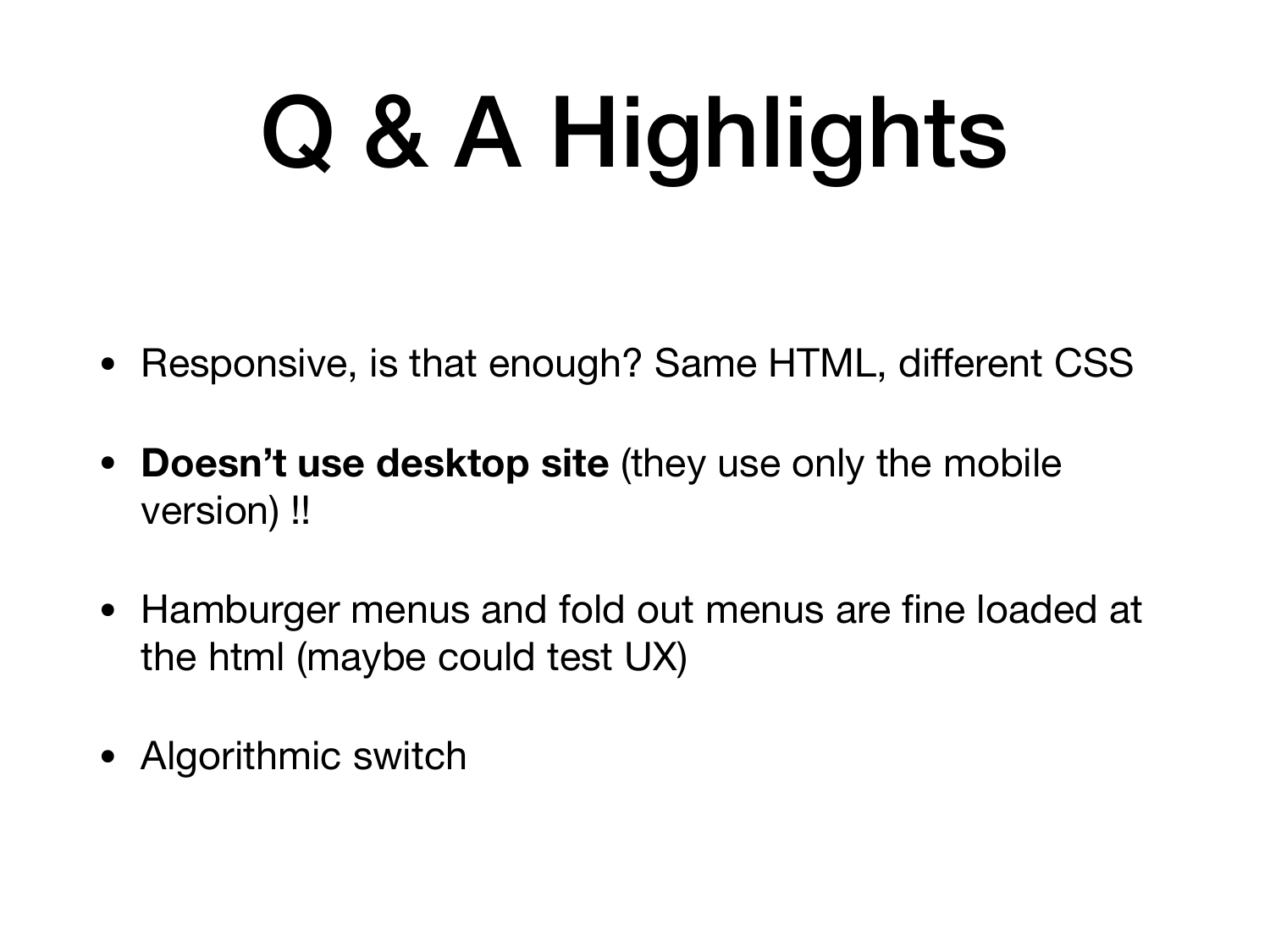# Q & A Highlights

- Responsive, is that enough? Same HTML, different CSS
- **Doesn't use desktop site** (they use only the mobile version) !!
- Hamburger menus and fold out menus are fine loaded at the html (maybe could test UX)
- Algorithmic switch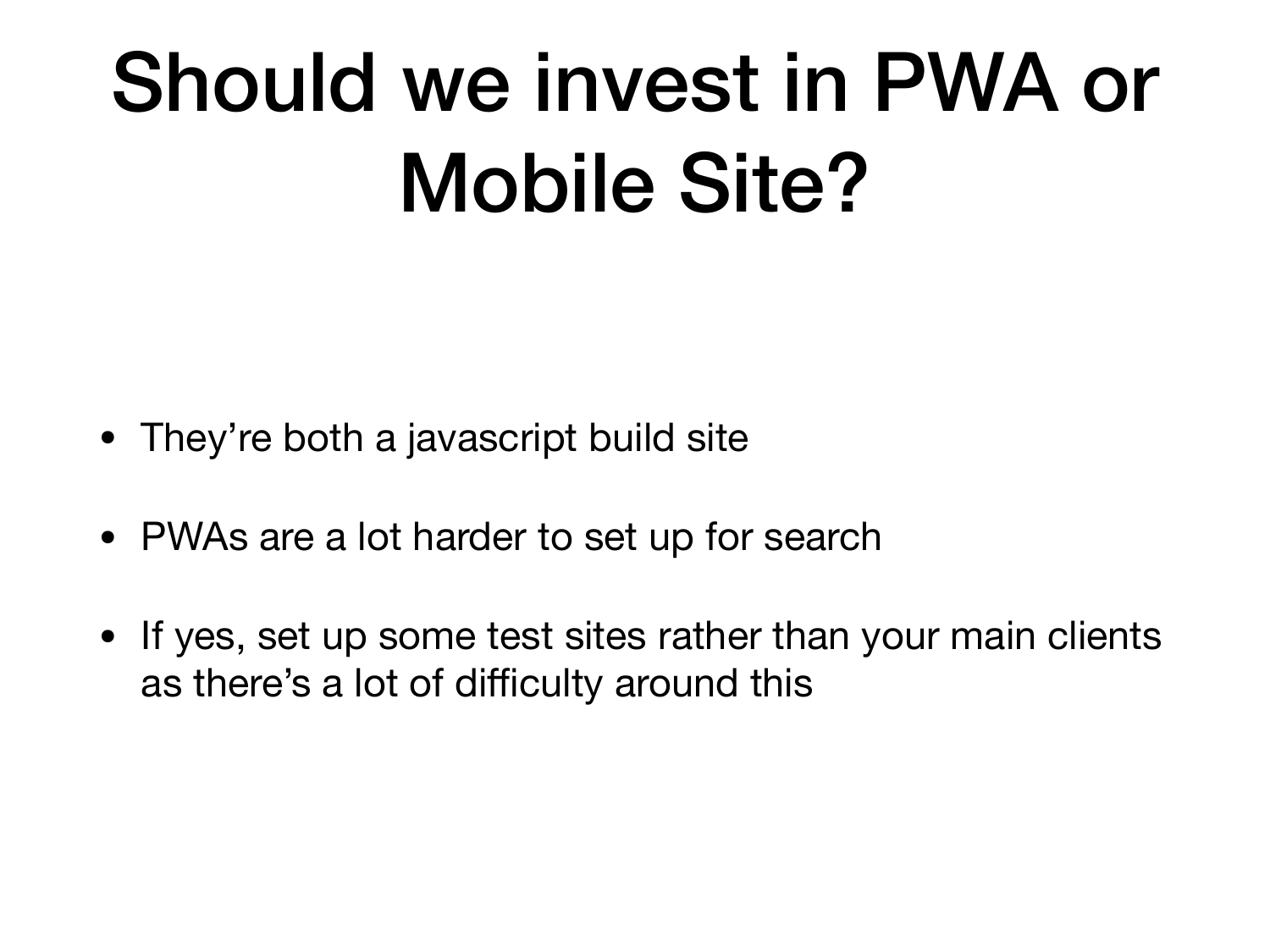# Should we invest in PWA or Mobile Site?

- They're both a javascript build site
- PWAs are a lot harder to set up for search
- If yes, set up some test sites rather than your main clients as there's a lot of difficulty around this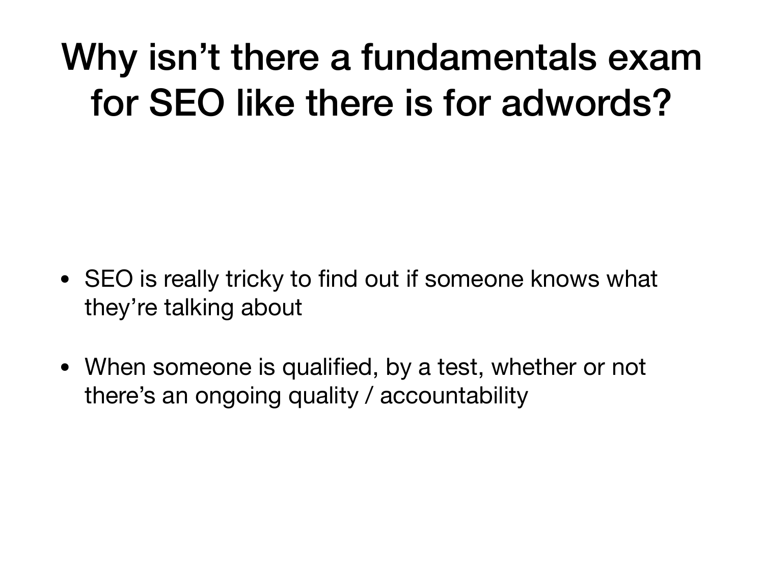# Why isn’t there a fundamentals exam for SEO like there is for adwords?

- SEO is really tricky to find out if someone knows what they’re talking about

- When someone is qualified, by a test, whether or not there’s an ongoing quality / accountability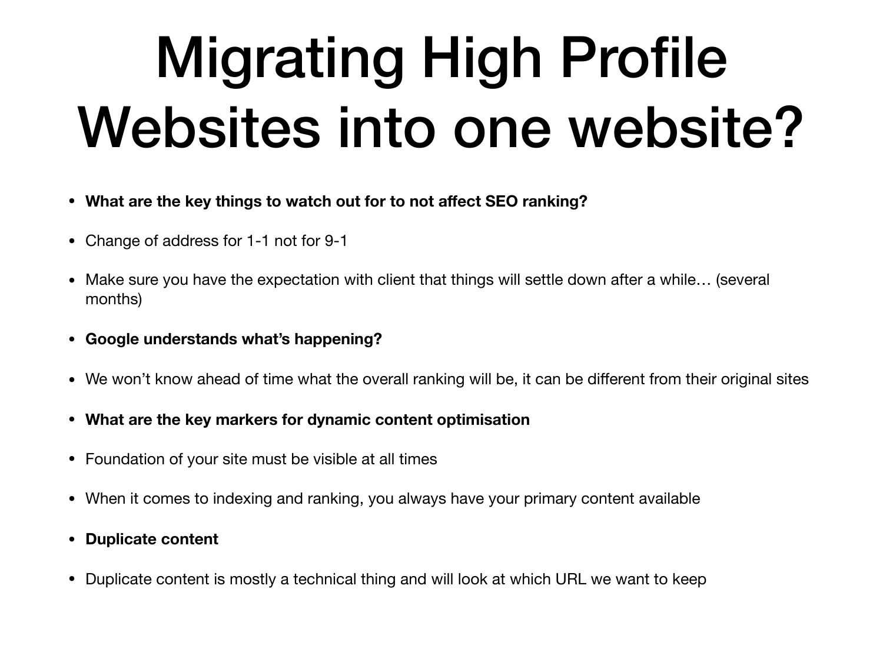# Migrating High Profile Websites into one website?

- **What are the key things to watch out for to not affect SEO ranking?**
- Change of address for 1-1 not for 9-1
- Make sure you have the expectation with client that things will settle down after a while… (several months)
- **Google understands what's happening?**
- We won't know ahead of time what the overall ranking will be, it can be different from their original sites
- **What are the key markers for dynamic content optimisation**
- Foundation of your site must be visible at all times
- When it comes to indexing and ranking, you always have your primary content available
- **Duplicate content**
- Duplicate content is mostly a technical thing and will look at which URL we want to keep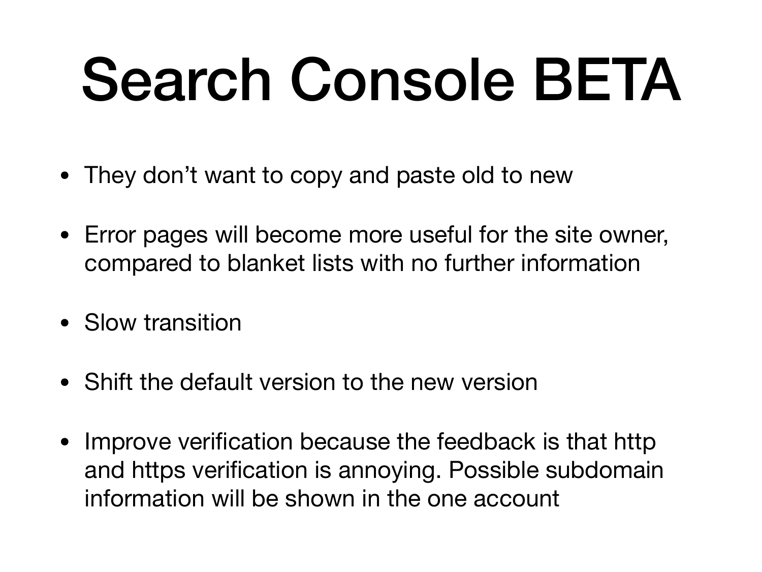# Search Console BETA

- They don't want to copy and paste old to new
- Error pages will become more useful for the site owner, compared to blanket lists with no further information
- Slow transition
- Shift the default version to the new version
- Improve verification because the feedback is that http and https verification is annoying. Possible subdomain information will be shown in the one account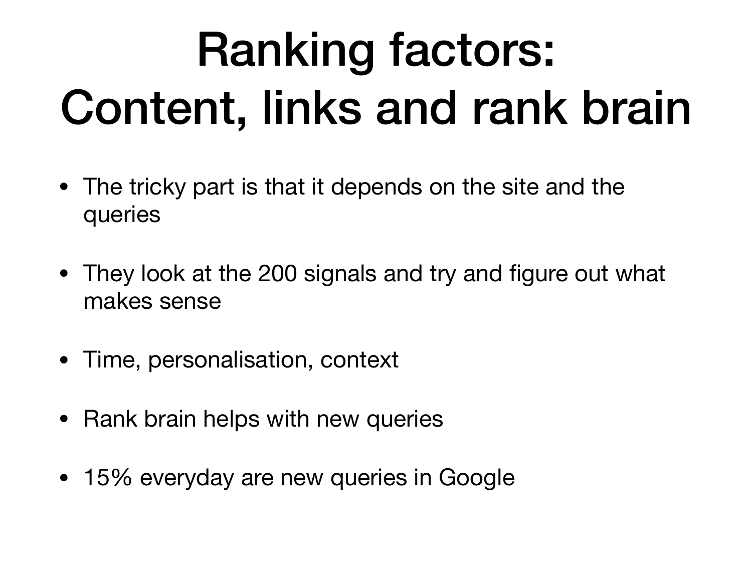# Ranking factors: Content, links and rank brain

- The tricky part is that it depends on the site and the queries

- They look at the 200 signals and try and figure out what makes sense

- Time, personalisation, context

- Rank brain helps with new queries

- 15% everyday are new queries in Google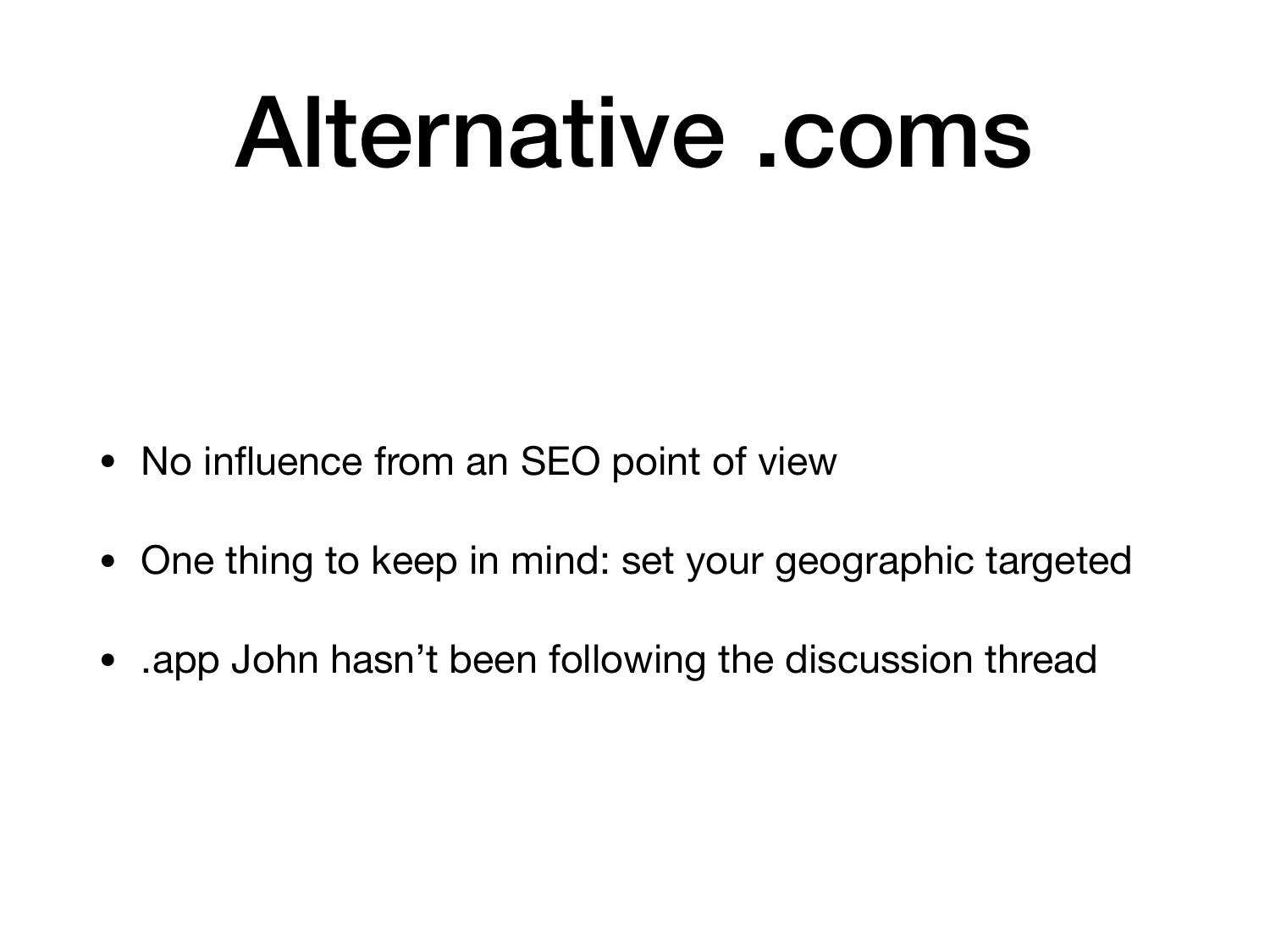# Alternative .coms

- No influence from an SEO point of view
- One thing to keep in mind: set your geographic targeted
- .app John hasn't been following the discussion thread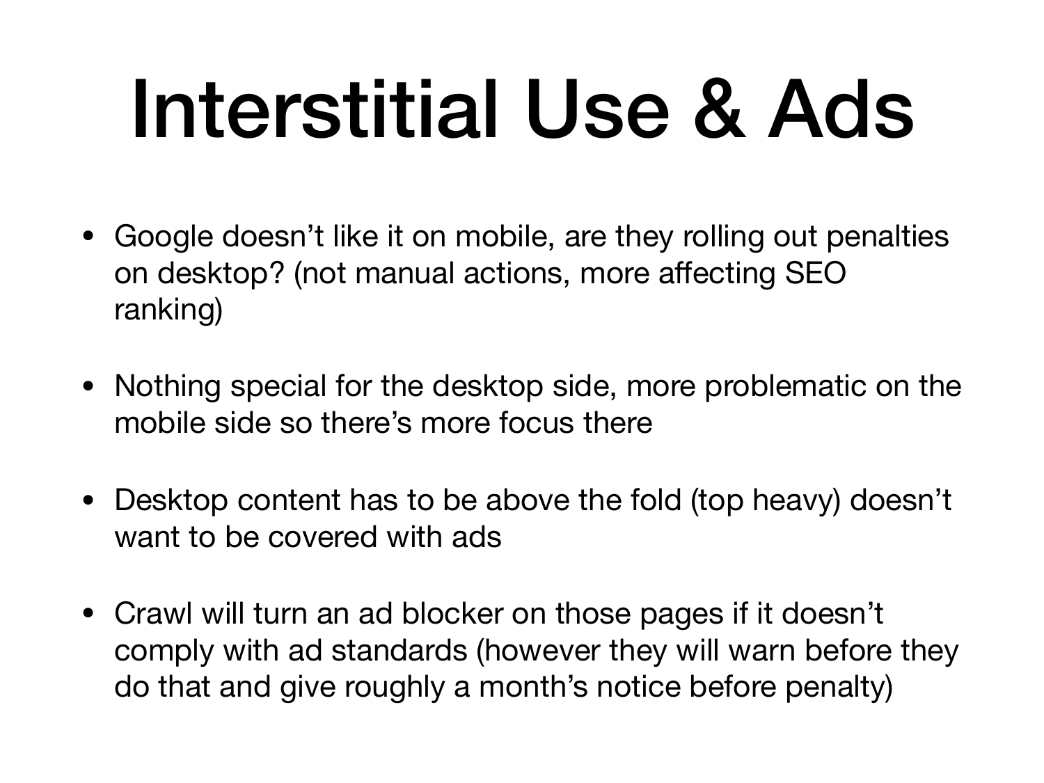# Interstitial Use & Ads

- Google doesn't like it on mobile, are they rolling out penalties on desktop? (not manual actions, more affecting SEO ranking)
- Nothing special for the desktop side, more problematic on the mobile side so there's more focus there
- Desktop content has to be above the fold (top heavy) doesn't want to be covered with ads
- Crawl will turn an ad blocker on those pages if it doesn't comply with ad standards (however they will warn before they do that and give roughly a month's notice before penalty)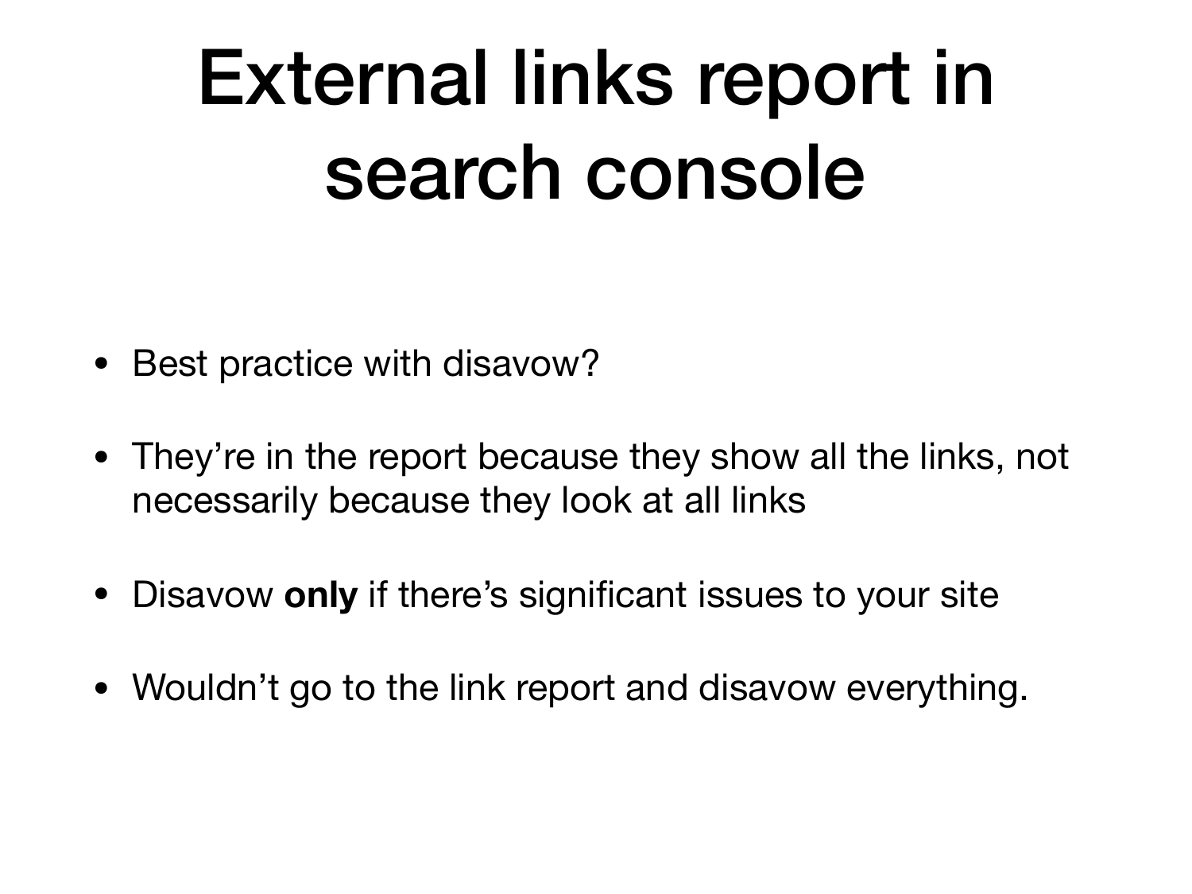# External links report in search console

- Best practice with disavow?
- They're in the report because they show all the links, not necessarily because they look at all links
- Disavow **only** if there's significant issues to your site
- Wouldn't go to the link report and disavow everything.